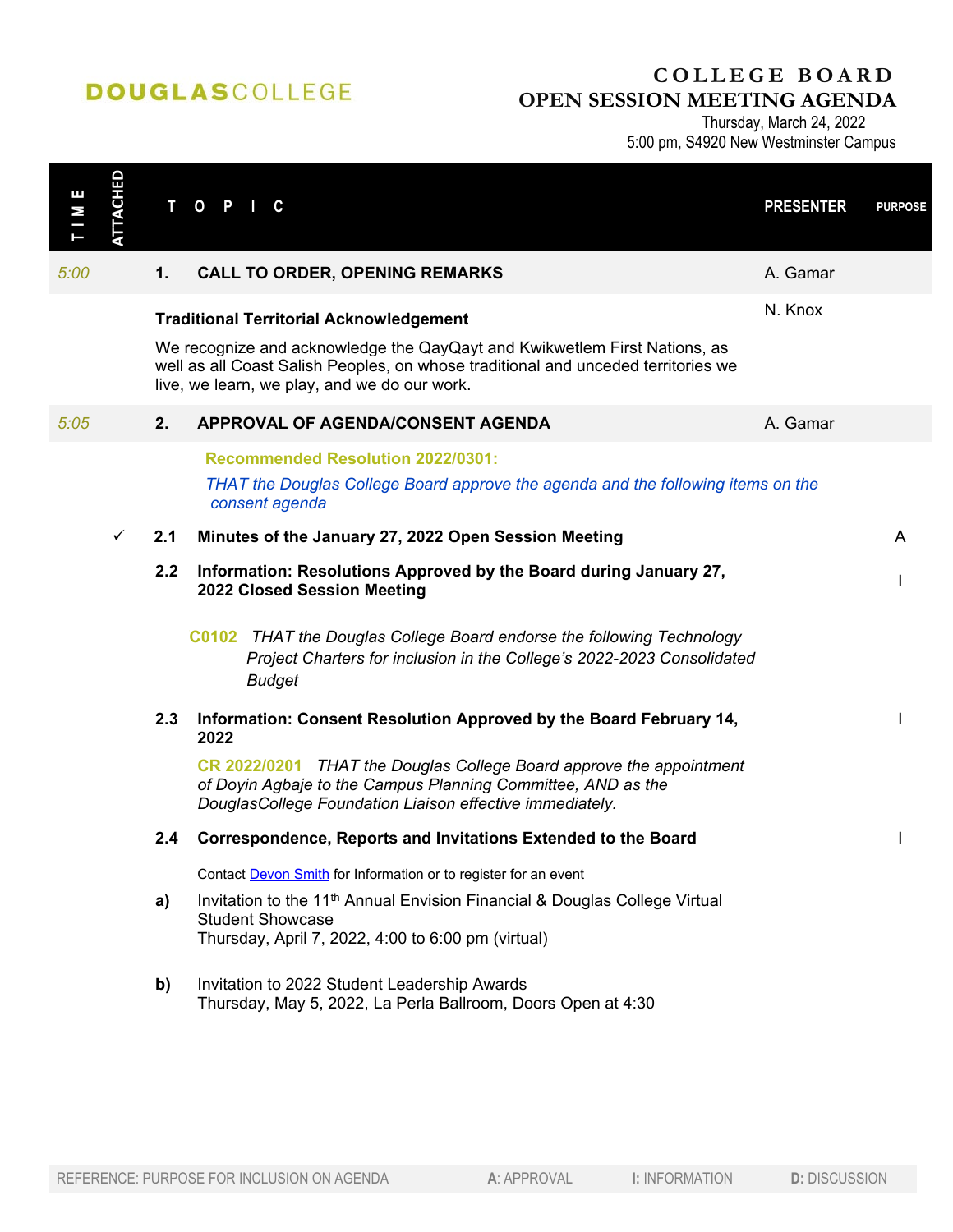**DOUGLAS COLLEGE**

# COLLEGE BOARD
# OPEN SESSION MEETING AGENDA

Thursday, March 24, 2022
5:00 pm, S4920 New Westminster Campus

| TIME | ATTACHED | TOPIC | PRESENTER | PURPOSE |
|---|---|---|---|---|
| 5:00 | | **1. CALL TO ORDER, OPENING REMARKS** | A. Gamar | |
| | | **Traditional Territorial Acknowledgement**<br>We recognize and acknowledge the QayQayt and Kwikwetlem First Nations, as well as all Coast Salish Peoples, on whose traditional and unceded territories we live, we learn, we play, and we do our work. | N. Knox | |
| 5:05 | | **2. APPROVAL OF AGENDA/CONSENT AGENDA** | A. Gamar | |
| | | **Recommended Resolution 2022/0301:**<br>*THAT the Douglas College Board approve the agenda and the following items on the consent agenda* | | |
| | ✓ | **2.1 Minutes of the January 27, 2022 Open Session Meeting** | | A |
| | | **2.2 Information: Resolutions Approved by the Board during January 27, 2022 Closed Session Meeting**<br>**C0102** *THAT the Douglas College Board endorse the following Technology Project Charters for inclusion in the College's 2022-2023 Consolidated Budget* | | I |
| | | **2.3 Information: Consent Resolution Approved by the Board February 14, 2022**<br>**CR 2022/0201** *THAT the Douglas College Board approve the appointment of Doyin Agbaje to the Campus Planning Committee, AND as the DouglasCollege Foundation Liaison effective immediately.* | | I |
| | | **2.4 Correspondence, Reports and Invitations Extended to the Board**<br>Contact Devon Smith for Information or to register for an event<br>**a)** Invitation to the 11th Annual Envision Financial & Douglas College Virtual Student Showcase<br>Thursday, April 7, 2022, 4:00 to 6:00 pm (virtual)<br>**b)** Invitation to 2022 Student Leadership Awards<br>Thursday, May 5, 2022, La Perla Ballroom, Doors Open at 4:30 | | I |

REFERENCE: PURPOSE FOR INCLUSION ON AGENDA — **A**: APPROVAL — **I**: INFORMATION — **D**: DISCUSSION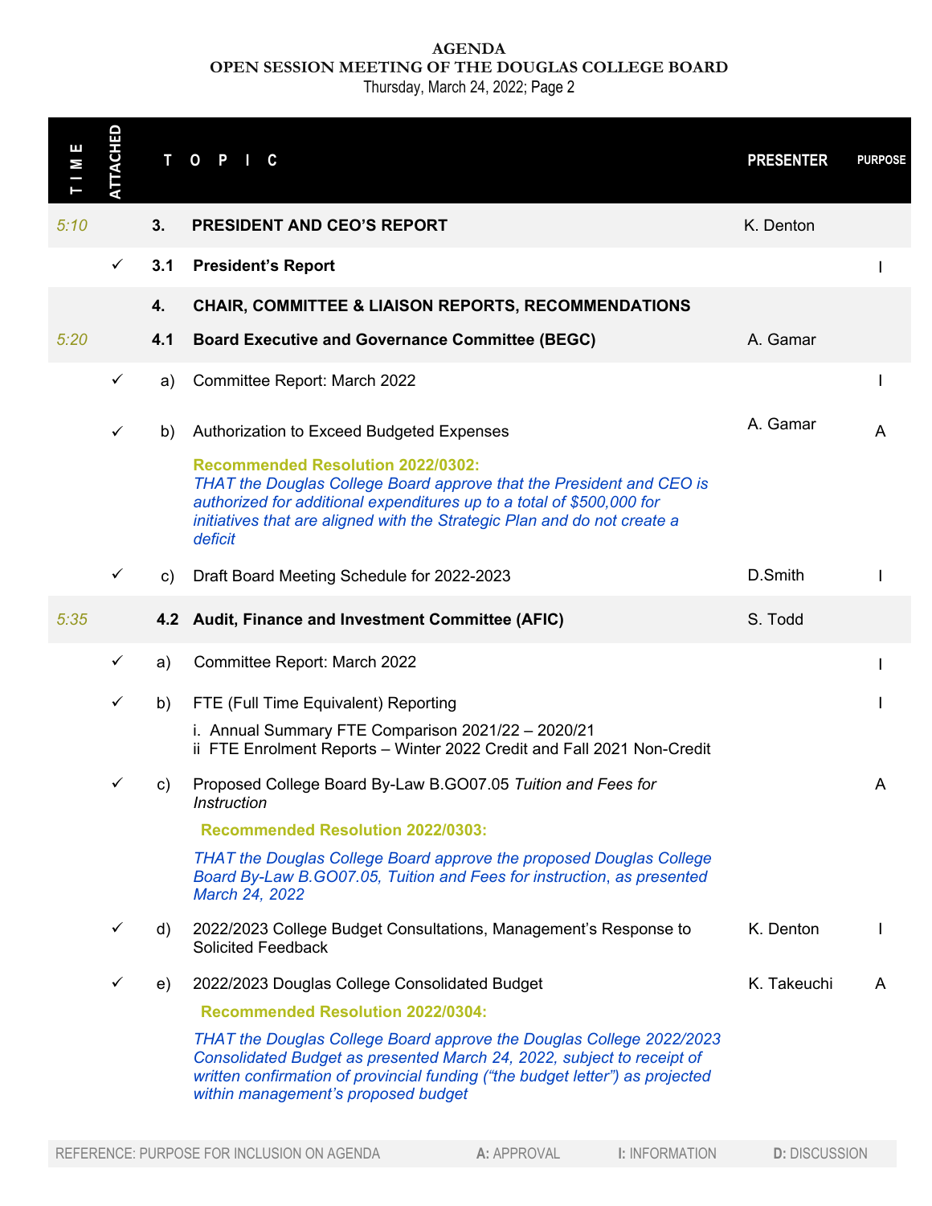**AGENDA**
**OPEN SESSION MEETING OF THE DOUGLAS COLLEGE BOARD**
Thursday, March 24, 2022; Page 2

| TIME | ATTACHED | | TOPIC | PRESENTER | PURPOSE |
|---|---|---|---|---|---|
| *5:10* | | **3.** | **PRESIDENT AND CEO'S REPORT** | K. Denton | |
| | ✓ | **3.1** | **President's Report** | | I |
| | | **4.** | **CHAIR, COMMITTEE & LIAISON REPORTS, RECOMMENDATIONS** | | |
| *5:20* | | **4.1** | **Board Executive and Governance Committee (BEGC)** | A. Gamar | |
| | ✓ | a) | Committee Report: March 2022 | | I |
| | ✓ | b) | Authorization to Exceed Budgeted Expenses<br><br>**Recommended Resolution 2022/0302:**<br>*THAT the Douglas College Board approve that the President and CEO is authorized for additional expenditures up to a total of $500,000 for initiatives that are aligned with the Strategic Plan and do not create a deficit* | A. Gamar | A |
| | ✓ | c) | Draft Board Meeting Schedule for 2022-2023 | D.Smith | I |
| *5:35* | | **4.2** | **Audit, Finance and Investment Committee (AFIC)** | S. Todd | |
| | ✓ | a) | Committee Report: March 2022 | | I |
| | ✓ | b) | FTE (Full Time Equivalent) Reporting<br>i. Annual Summary FTE Comparison 2021/22 – 2020/21<br>ii FTE Enrolment Reports – Winter 2022 Credit and Fall 2021 Non-Credit | | I |
| | ✓ | c) | Proposed College Board By-Law B.GO07.05 *Tuition and Fees for Instruction*<br><br>**Recommended Resolution 2022/0303:**<br>*THAT the Douglas College Board approve the proposed Douglas College Board By-Law B.GO07.05, Tuition and Fees for instruction, as presented March 24, 2022* | | A |
| | ✓ | d) | 2022/2023 College Budget Consultations, Management's Response to Solicited Feedback | K. Denton | I |
| | ✓ | e) | 2022/2023 Douglas College Consolidated Budget<br><br>**Recommended Resolution 2022/0304:**<br>*THAT the Douglas College Board approve the Douglas College 2022/2023 Consolidated Budget as presented March 24, 2022, subject to receipt of written confirmation of provincial funding ("the budget letter") as projected within management's proposed budget* | K. Takeuchi | A |

REFERENCE: PURPOSE FOR INCLUSION ON AGENDA — **A:** APPROVAL — **I:** INFORMATION — **D:** DISCUSSION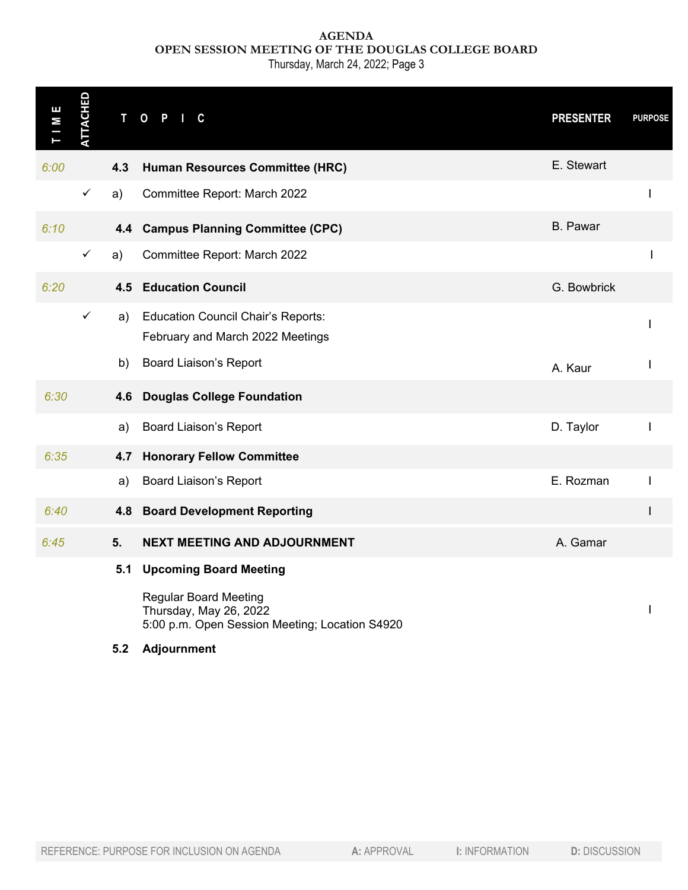**AGENDA**
**OPEN SESSION MEETING OF THE DOUGLAS COLLEGE BOARD**
Thursday, March 24, 2022; Page 3

| TIME | ATTACHED | | TOPIC | PRESENTER | PURPOSE |
|---|---|---|---|---|---|
| *6:00* | | **4.3** | **Human Resources Committee (HRC)** | E. Stewart | |
| | ✓ | a) | Committee Report: March 2022 | | I |
| *6:10* | | **4.4** | **Campus Planning Committee (CPC)** | B. Pawar | |
| | ✓ | a) | Committee Report: March 2022 | | I |
| *6:20* | | **4.5** | **Education Council** | G. Bowbrick | |
| | ✓ | a) | Education Council Chair's Reports: February and March 2022 Meetings | | I |
| | | b) | Board Liaison's Report | A. Kaur | I |
| *6:30* | | **4.6** | **Douglas College Foundation** | | |
| | | a) | Board Liaison's Report | D. Taylor | I |
| *6:35* | | **4.7** | **Honorary Fellow Committee** | | |
| | | a) | Board Liaison's Report | E. Rozman | I |
| *6:40* | | **4.8** | **Board Development Reporting** | | I |
| *6:45* | | **5.** | **NEXT MEETING AND ADJOURNMENT** | A. Gamar | |
| | | **5.1** | **Upcoming Board Meeting** | | |
| | | | Regular Board Meeting<br>Thursday, May 26, 2022<br>5:00 p.m. Open Session Meeting; Location S4920 | | I |
| | | **5.2** | **Adjournment** | | |

REFERENCE: PURPOSE FOR INCLUSION ON AGENDA — **A:** APPROVAL — **I:** INFORMATION — **D:** DISCUSSION